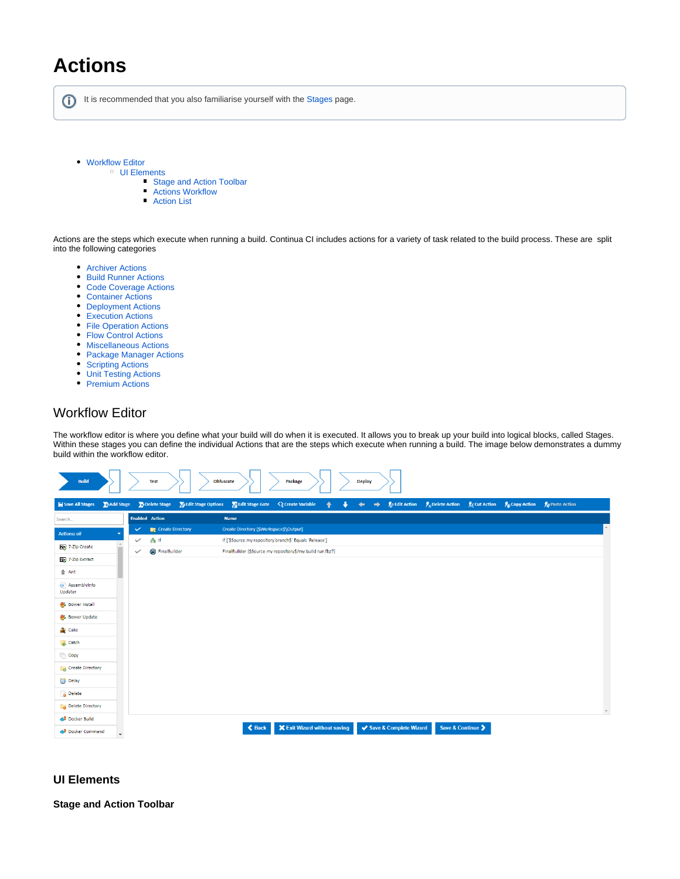# Actions

It is recommended that you also familiarise yourself with the Stages page.

- Workflow Editor
  - UI Elements
    - Stage and Action Toolbar
    - Actions Workflow
    - Action List

Actions are the steps which execute when running a build. Continua CI includes actions for a variety of task related to the build process. These are split into the following categories

- Archiver Actions
- Build Runner Actions
- Code Coverage Actions
- Container Actions
- Deployment Actions
- Execution Actions
- File Operation Actions
- Flow Control Actions
- Miscellaneous Actions
- Package Manager Actions
- Scripting Actions
- Unit Testing Actions
- Premium Actions

## Workflow Editor

The workflow editor is where you define what your build will do when it is executed. It allows you to break up your build into logical blocks, called Stages. Within these stages you can define the individual Actions that are the steps which execute when running a build. The image below demonstrates a dummy build within the workflow editor.

### UI Elements

#### Stage and Action Toolbar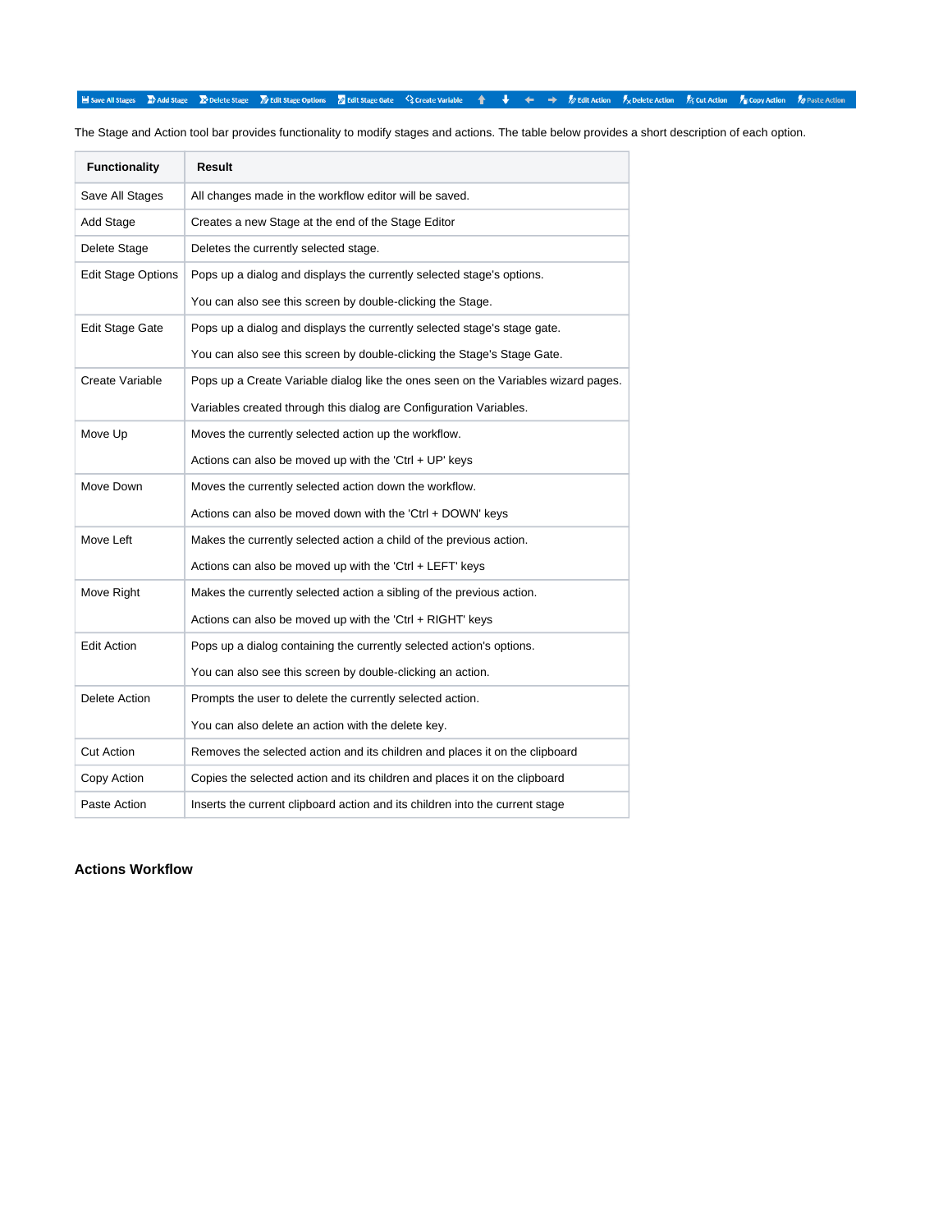The Stage and Action tool bar provides functionality to modify stages and actions. The table below provides a short description of each option.

| Functionality | Result |
|---|---|
| Save All Stages | All changes made in the workflow editor will be saved. |
| Add Stage | Creates a new Stage at the end of the Stage Editor |
| Delete Stage | Deletes the currently selected stage. |
| Edit Stage Options | Pops up a dialog and displays the currently selected stage's options.<br><br>You can also see this screen by double-clicking the Stage. |
| Edit Stage Gate | Pops up a dialog and displays the currently selected stage's stage gate.<br><br>You can also see this screen by double-clicking the Stage's Stage Gate. |
| Create Variable | Pops up a Create Variable dialog like the ones seen on the Variables wizard pages.<br><br>Variables created through this dialog are Configuration Variables. |
| Move Up | Moves the currently selected action up the workflow.<br><br>Actions can also be moved up with the 'Ctrl + UP' keys |
| Move Down | Moves the currently selected action down the workflow.<br><br>Actions can also be moved down with the 'Ctrl + DOWN' keys |
| Move Left | Makes the currently selected action a child of the previous action.<br><br>Actions can also be moved up with the 'Ctrl + LEFT' keys |
| Move Right | Makes the currently selected action a sibling of the previous action.<br><br>Actions can also be moved up with the 'Ctrl + RIGHT' keys |
| Edit Action | Pops up a dialog containing the currently selected action's options.<br><br>You can also see this screen by double-clicking an action. |
| Delete Action | Prompts the user to delete the currently selected action.<br><br>You can also delete an action with the delete key. |
| Cut Action | Removes the selected action and its children and places it on the clipboard |
| Copy Action | Copies the selected action and its children and places it on the clipboard |
| Paste Action | Inserts the current clipboard action and its children into the current stage |

### Actions Workflow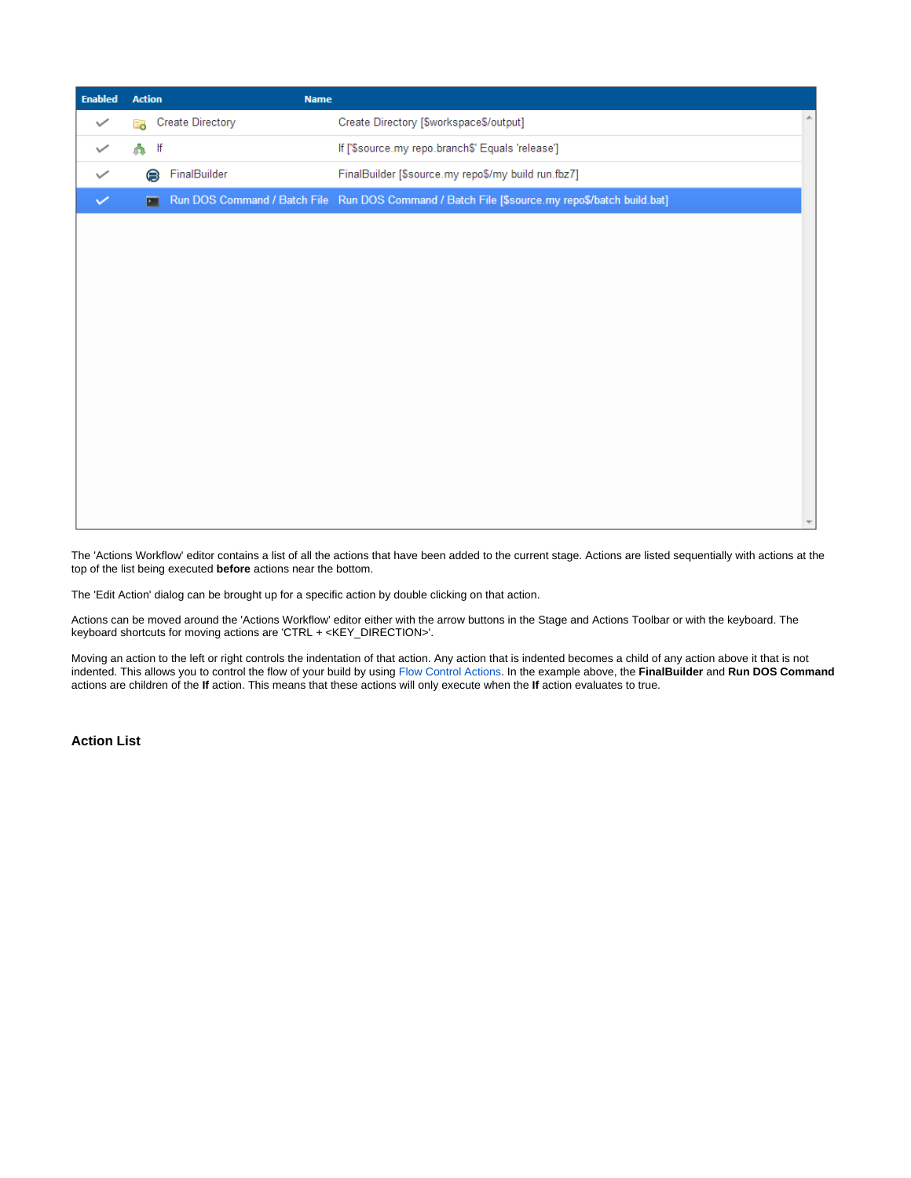| Enabled | Action | Name |
| --- | --- | --- |
| ✓ | Create Directory | Create Directory [$workspace$/output] |
| ✓ | If | If ['$source.my repo.branch$' Equals 'release'] |
| ✓ | FinalBuilder | FinalBuilder [$source.my repo$/my build run.fbz7] |
| ✓ | Run DOS Command / Batch File | Run DOS Command / Batch File [$source.my repo$/batch build.bat] |

The 'Actions Workflow' editor contains a list of all the actions that have been added to the current stage. Actions are listed sequentially with actions at the top of the list being executed **before** actions near the bottom.

The 'Edit Action' dialog can be brought up for a specific action by double clicking on that action.

Actions can be moved around the 'Actions Workflow' editor either with the arrow buttons in the Stage and Actions Toolbar or with the keyboard. The keyboard shortcuts for moving actions are 'CTRL + <KEY_DIRECTION>'.

Moving an action to the left or right controls the indentation of that action. Any action that is indented becomes a child of any action above it that is not indented. This allows you to control the flow of your build by using Flow Control Actions. In the example above, the **FinalBuilder** and **Run DOS Command** actions are children of the **If** action. This means that these actions will only execute when the **If** action evaluates to true.

### Action List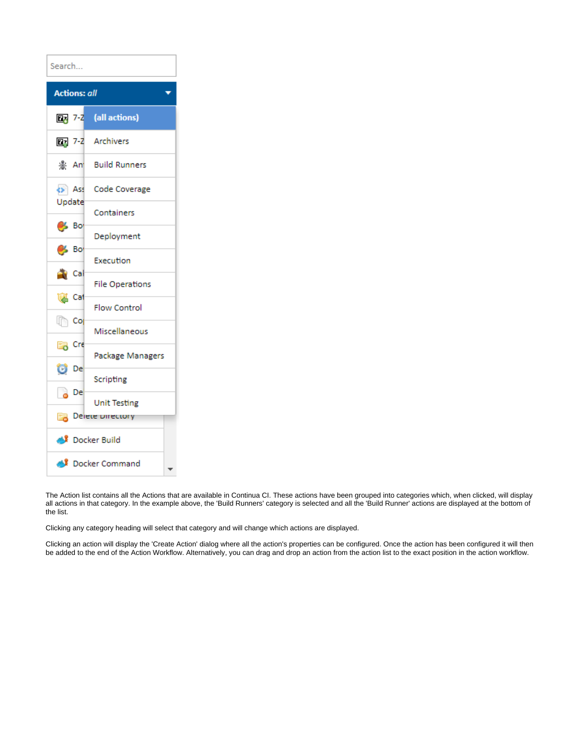The Action list contains all the Actions that are available in Continua CI. These actions have been grouped into categories which, when clicked, will display all actions in that category. In the example above, the 'Build Runners' category is selected and all the 'Build Runner' actions are displayed at the bottom of the list.

Clicking any category heading will select that category and will change which actions are displayed.

Clicking an action will display the 'Create Action' dialog where all the action's properties can be configured. Once the action has been configured it will then be added to the end of the Action Workflow. Alternatively, you can drag and drop an action from the action list to the exact position in the action workflow.